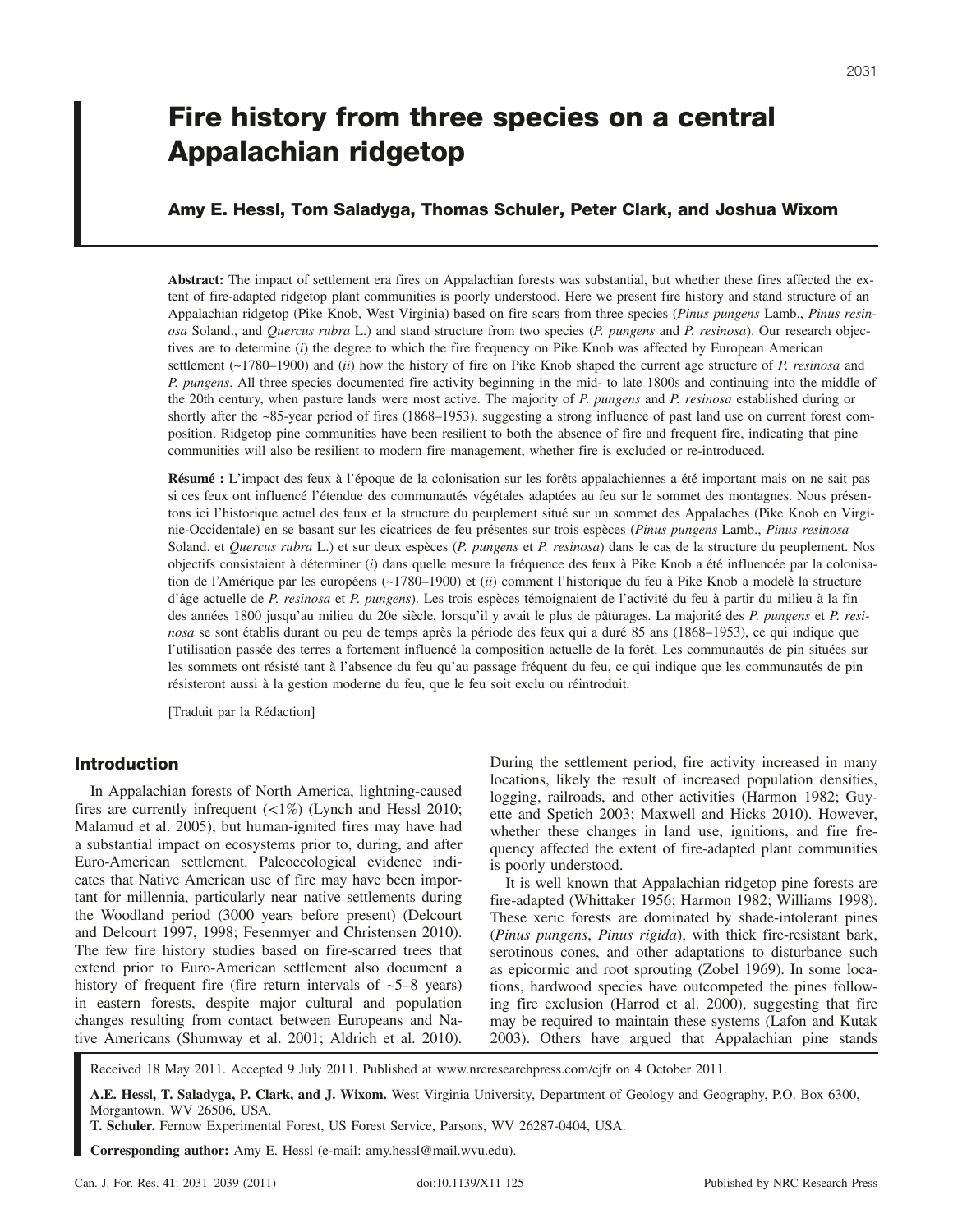# Fire history from three species on a central Appalachian ridgetop

**Amy E. Hessl, Tom Saladyga, Thomas Schuler, Peter Clark, and Joshua Wixom**

**Abstract:** The impact of settlement era fires on Appalachian forests was substantial, but whether these fires affected the extent of fire-adapted ridgetop plant communities is poorly understood. Here we present fire history and stand structure of an Appalachian ridgetop (Pike Knob, West Virginia) based on fire scars from three species (*Pinus pungens* Lamb., *Pinus resinosa* Soland., and *Quercus rubra* L.) and stand structure from two species (*P. pungens* and *P. resinosa*). Our research objectives are to determine (*i*) the degree to which the fire frequency on Pike Knob was affected by European American settlement (~1780–1900) and (*ii*) how the history of fire on Pike Knob shaped the current age structure of *P. resinosa* and *P. pungens*. All three species documented fire activity beginning in the mid- to late 1800s and continuing into the middle of the 20th century, when pasture lands were most active. The majority of *P. pungens* and *P. resinosa* established during or shortly after the ~85-year period of fires (1868–1953), suggesting a strong influence of past land use on current forest composition. Ridgetop pine communities have been resilient to both the absence of fire and frequent fire, indicating that pine communities will also be resilient to modern fire management, whether fire is excluded or re-introduced.

**Résumé :** L'impact des feux à l'époque de la colonisation sur les forêts appalachiennes a été important mais on ne sait pas si ces feux ont influencé l'étendue des communautés végétales adaptées au feu sur le sommet des montagnes. Nous présentons ici l'historique actuel des feux et la structure du peuplement situé sur un sommet des Appalaches (Pike Knob en Virginie-Occidentale) en se basant sur les cicatrices de feu présentes sur trois espèces (*Pinus pungens* Lamb., *Pinus resinosa* Soland. et *Quercus rubra* L.) et sur deux espèces (*P. pungens* et *P. resinosa*) dans le cas de la structure du peuplement. Nos objectifs consistaient à déterminer (*i*) dans quelle mesure la fréquence des feux à Pike Knob a été influencée par la colonisation de l'Amérique par les européens (~1780–1900) et (*ii*) comment l'historique du feu à Pike Knob a modelè la structure d'âge actuelle de *P. resinosa* et *P. pungens*). Les trois espèces témoignaient de l'activité du feu à partir du milieu à la fin des années 1800 jusqu'au milieu du 20e siècle, lorsqu'il y avait le plus de pâturages. La majorité des *P. pungens* et *P. resinosa* se sont établis durant ou peu de temps après la période des feux qui a duré 85 ans (1868–1953), ce qui indique que l'utilisation passée des terres a fortement influencé la composition actuelle de la forêt. Les communautés de pin situées sur les sommets ont résisté tant à l'absence du feu qu'au passage fréquent du feu, ce qui indique que les communautés de pin résisteront aussi à la gestion moderne du feu, que le feu soit exclu ou réintroduit.

[Traduit par la Rédaction]

## Introduction

In Appalachian forests of North America, lightning-caused fires are currently infrequent (<1%) (Lynch and Hessl 2010; Malamud et al. 2005), but human-ignited fires may have had a substantial impact on ecosystems prior to, during, and after Euro-American settlement. Paleoecological evidence indicates that Native American use of fire may have been important for millennia, particularly near native settlements during the Woodland period (3000 years before present) (Delcourt and Delcourt 1997, 1998; Fesenmyer and Christensen 2010). The few fire history studies based on fire-scarred trees that extend prior to Euro-American settlement also document a history of frequent fire (fire return intervals of ~5–8 years) in eastern forests, despite major cultural and population changes resulting from contact between Europeans and Native Americans (Shumway et al. 2001; Aldrich et al. 2010). During the settlement period, fire activity increased in many locations, likely the result of increased population densities, logging, railroads, and other activities (Harmon 1982; Guyette and Spetich 2003; Maxwell and Hicks 2010). However, whether these changes in land use, ignitions, and fire frequency affected the extent of fire-adapted plant communities is poorly understood.

It is well known that Appalachian ridgetop pine forests are fire-adapted (Whittaker 1956; Harmon 1982; Williams 1998). These xeric forests are dominated by shade-intolerant pines (*Pinus pungens*, *Pinus rigida*), with thick fire-resistant bark, serotinous cones, and other adaptations to disturbance such as epicormic and root sprouting (Zobel 1969). In some locations, hardwood species have outcompeted the pines following fire exclusion (Harrod et al. 2000), suggesting that fire may be required to maintain these systems (Lafon and Kutak 2003). Others have argued that Appalachian pine stands

Received 18 May 2011. Accepted 9 July 2011. Published at www.nrcresearchpress.com/cjfr on 4 October 2011.

**A.E. Hessl, T. Saladyga, P. Clark, and J. Wixom.** West Virginia University, Department of Geology and Geography, P.O. Box 6300, Morgantown, WV 26506, USA.
**T. Schuler.** Fernow Experimental Forest, US Forest Service, Parsons, WV 26287-0404, USA.

**Corresponding author:** Amy E. Hessl (e-mail: amy.hessl@mail.wvu.edu).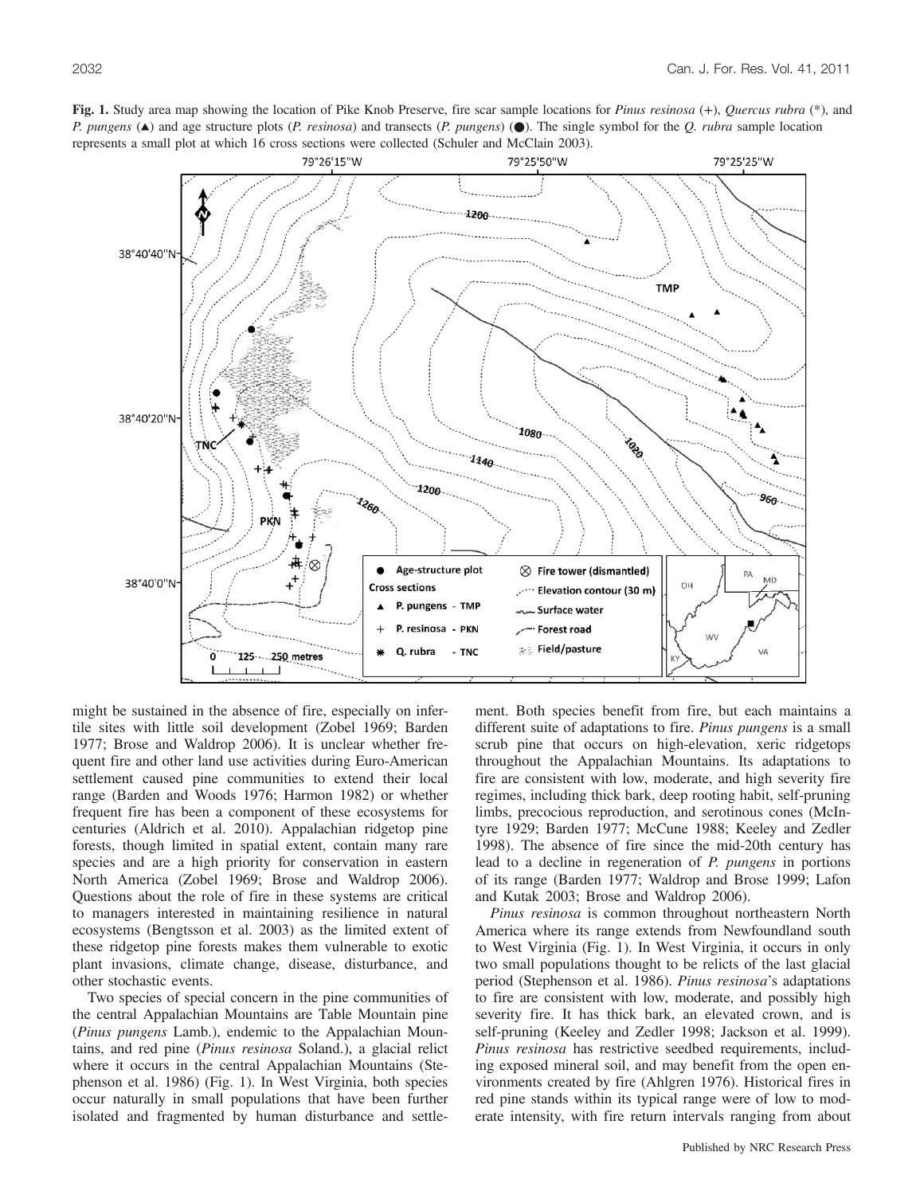**Fig. 1.** Study area map showing the location of Pike Knob Preserve, fire scar sample locations for *Pinus resinosa* (+), *Quercus rubra* (*), and *P. pungens* (▲) and age structure plots (*P. resinosa*) and transects (*P. pungens*) (●). The single symbol for the *Q. rubra* sample location represents a small plot at which 16 cross sections were collected (Schuler and McClain 2003).

might be sustained in the absence of fire, especially on infertile sites with little soil development (Zobel 1969; Barden 1977; Brose and Waldrop 2006). It is unclear whether frequent fire and other land use activities during Euro-American settlement caused pine communities to extend their local range (Barden and Woods 1976; Harmon 1982) or whether frequent fire has been a component of these ecosystems for centuries (Aldrich et al. 2010). Appalachian ridgetop pine forests, though limited in spatial extent, contain many rare species and are a high priority for conservation in eastern North America (Zobel 1969; Brose and Waldrop 2006). Questions about the role of fire in these systems are critical to managers interested in maintaining resilience in natural ecosystems (Bengtsson et al. 2003) as the limited extent of these ridgetop pine forests makes them vulnerable to exotic plant invasions, climate change, disease, disturbance, and other stochastic events.

Two species of special concern in the pine communities of the central Appalachian Mountains are Table Mountain pine (*Pinus pungens* Lamb.), endemic to the Appalachian Mountains, and red pine (*Pinus resinosa* Soland.), a glacial relict where it occurs in the central Appalachian Mountains (Stephenson et al. 1986) (Fig. 1). In West Virginia, both species occur naturally in small populations that have been further isolated and fragmented by human disturbance and settlement. Both species benefit from fire, but each maintains a different suite of adaptations to fire. *Pinus pungens* is a small scrub pine that occurs on high-elevation, xeric ridgetops throughout the Appalachian Mountains. Its adaptations to fire are consistent with low, moderate, and high severity fire regimes, including thick bark, deep rooting habit, self-pruning limbs, precocious reproduction, and serotinous cones (McIntyre 1929; Barden 1977; McCune 1988; Keeley and Zedler 1998). The absence of fire since the mid-20th century has lead to a decline in regeneration of *P. pungens* in portions of its range (Barden 1977; Waldrop and Brose 1999; Lafon and Kutak 2003; Brose and Waldrop 2006).

*Pinus resinosa* is common throughout northeastern North America where its range extends from Newfoundland south to West Virginia (Fig. 1). In West Virginia, it occurs in only two small populations thought to be relicts of the last glacial period (Stephenson et al. 1986). *Pinus resinosa*'s adaptations to fire are consistent with low, moderate, and possibly high severity fire. It has thick bark, an elevated crown, and is self-pruning (Keeley and Zedler 1998; Jackson et al. 1999). *Pinus resinosa* has restrictive seedbed requirements, including exposed mineral soil, and may benefit from the open environments created by fire (Ahlgren 1976). Historical fires in red pine stands within its typical range were of low to moderate intensity, with fire return intervals ranging from about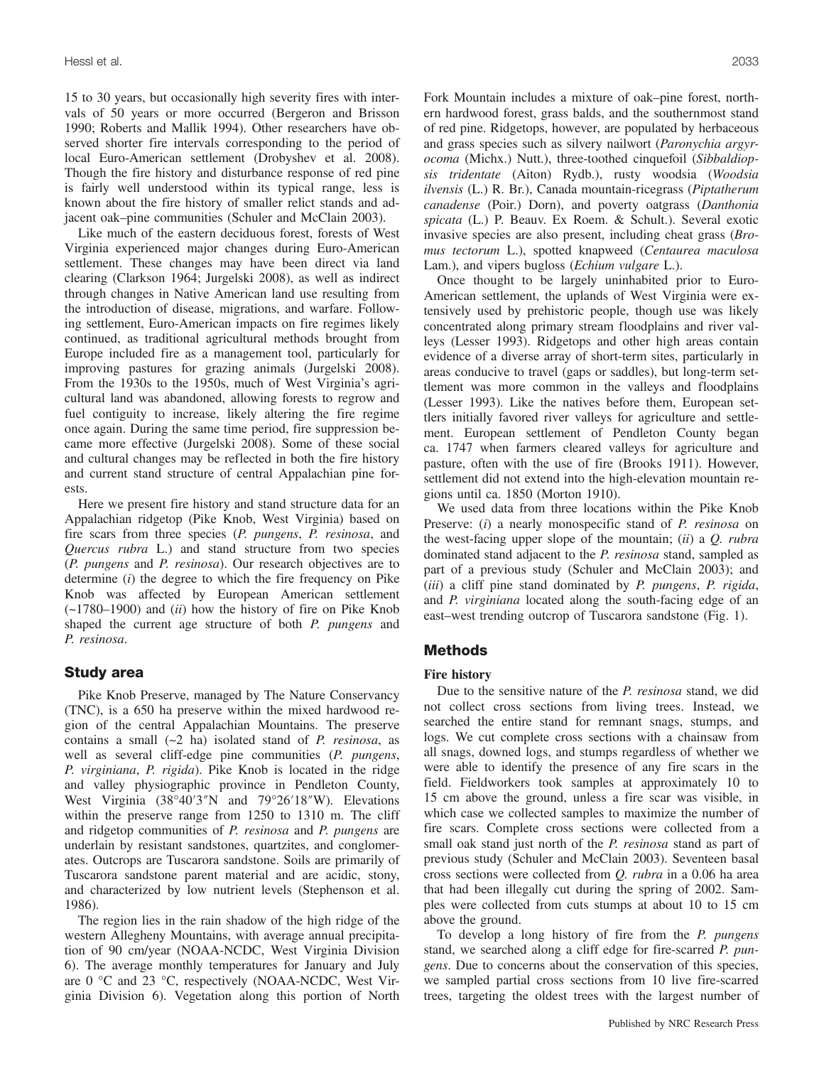15 to 30 years, but occasionally high severity fires with intervals of 50 years or more occurred (Bergeron and Brisson 1990; Roberts and Mallik 1994). Other researchers have observed shorter fire intervals corresponding to the period of local Euro-American settlement (Drobyshev et al. 2008). Though the fire history and disturbance response of red pine is fairly well understood within its typical range, less is known about the fire history of smaller relict stands and adjacent oak–pine communities (Schuler and McClain 2003).

Like much of the eastern deciduous forest, forests of West Virginia experienced major changes during Euro-American settlement. These changes may have been direct via land clearing (Clarkson 1964; Jurgelski 2008), as well as indirect through changes in Native American land use resulting from the introduction of disease, migrations, and warfare. Following settlement, Euro-American impacts on fire regimes likely continued, as traditional agricultural methods brought from Europe included fire as a management tool, particularly for improving pastures for grazing animals (Jurgelski 2008). From the 1930s to the 1950s, much of West Virginia's agricultural land was abandoned, allowing forests to regrow and fuel contiguity to increase, likely altering the fire regime once again. During the same time period, fire suppression became more effective (Jurgelski 2008). Some of these social and cultural changes may be reflected in both the fire history and current stand structure of central Appalachian pine forests.

Here we present fire history and stand structure data for an Appalachian ridgetop (Pike Knob, West Virginia) based on fire scars from three species (*P. pungens*, *P. resinosa*, and *Quercus rubra* L.) and stand structure from two species (*P. pungens* and *P. resinosa*). Our research objectives are to determine (*i*) the degree to which the fire frequency on Pike Knob was affected by European American settlement (~1780–1900) and (*ii*) how the history of fire on Pike Knob shaped the current age structure of both *P. pungens* and *P. resinosa*.

## Study area

Pike Knob Preserve, managed by The Nature Conservancy (TNC), is a 650 ha preserve within the mixed hardwood region of the central Appalachian Mountains. The preserve contains a small (~2 ha) isolated stand of *P. resinosa*, as well as several cliff-edge pine communities (*P. pungens*, *P. virginiana*, *P. rigida*). Pike Knob is located in the ridge and valley physiographic province in Pendleton County, West Virginia (38°40′3″N and 79°26′18″W). Elevations within the preserve range from 1250 to 1310 m. The cliff and ridgetop communities of *P. resinosa* and *P. pungens* are underlain by resistant sandstones, quartzites, and conglomerates. Outcrops are Tuscarora sandstone. Soils are primarily of Tuscarora sandstone parent material and are acidic, stony, and characterized by low nutrient levels (Stephenson et al. 1986).

The region lies in the rain shadow of the high ridge of the western Allegheny Mountains, with average annual precipitation of 90 cm/year (NOAA-NCDC, West Virginia Division 6). The average monthly temperatures for January and July are 0 °C and 23 °C, respectively (NOAA-NCDC, West Virginia Division 6). Vegetation along this portion of North Fork Mountain includes a mixture of oak–pine forest, northern hardwood forest, grass balds, and the southernmost stand of red pine. Ridgetops, however, are populated by herbaceous and grass species such as silvery nailwort (*Paronychia argyrocoma* (Michx.) Nutt.), three-toothed cinquefoil (*Sibbaldiopsis tridentate* (Aiton) Rydb.), rusty woodsia (*Woodsia ilvensis* (L.) R. Br.), Canada mountain-ricegrass (*Piptatherum canadense* (Poir.) Dorn), and poverty oatgrass (*Danthonia spicata* (L.) P. Beauv. Ex Roem. & Schult.). Several exotic invasive species are also present, including cheat grass (*Bromus tectorum* L.), spotted knapweed (*Centaurea maculosa* Lam.), and vipers bugloss (*Echium vulgare* L.).

Once thought to be largely uninhabited prior to Euro-American settlement, the uplands of West Virginia were extensively used by prehistoric people, though use was likely concentrated along primary stream floodplains and river valleys (Lesser 1993). Ridgetops and other high areas contain evidence of a diverse array of short-term sites, particularly in areas conducive to travel (gaps or saddles), but long-term settlement was more common in the valleys and floodplains (Lesser 1993). Like the natives before them, European settlers initially favored river valleys for agriculture and settlement. European settlement of Pendleton County began ca. 1747 when farmers cleared valleys for agriculture and pasture, often with the use of fire (Brooks 1911). However, settlement did not extend into the high-elevation mountain regions until ca. 1850 (Morton 1910).

We used data from three locations within the Pike Knob Preserve: (*i*) a nearly monospecific stand of *P. resinosa* on the west-facing upper slope of the mountain; (*ii*) a *Q. rubra* dominated stand adjacent to the *P. resinosa* stand, sampled as part of a previous study (Schuler and McClain 2003); and (*iii*) a cliff pine stand dominated by *P. pungens*, *P. rigida*, and *P. virginiana* located along the south-facing edge of an east–west trending outcrop of Tuscarora sandstone (Fig. 1).

## Methods

### Fire history

Due to the sensitive nature of the *P. resinosa* stand, we did not collect cross sections from living trees. Instead, we searched the entire stand for remnant snags, stumps, and logs. We cut complete cross sections with a chainsaw from all snags, downed logs, and stumps regardless of whether we were able to identify the presence of any fire scars in the field. Fieldworkers took samples at approximately 10 to 15 cm above the ground, unless a fire scar was visible, in which case we collected samples to maximize the number of fire scars. Complete cross sections were collected from a small oak stand just north of the *P. resinosa* stand as part of previous study (Schuler and McClain 2003). Seventeen basal cross sections were collected from *Q. rubra* in a 0.06 ha area that had been illegally cut during the spring of 2002. Samples were collected from cuts stumps at about 10 to 15 cm above the ground.

To develop a long history of fire from the *P. pungens* stand, we searched along a cliff edge for fire-scarred *P. pungens*. Due to concerns about the conservation of this species, we sampled partial cross sections from 10 live fire-scarred trees, targeting the oldest trees with the largest number of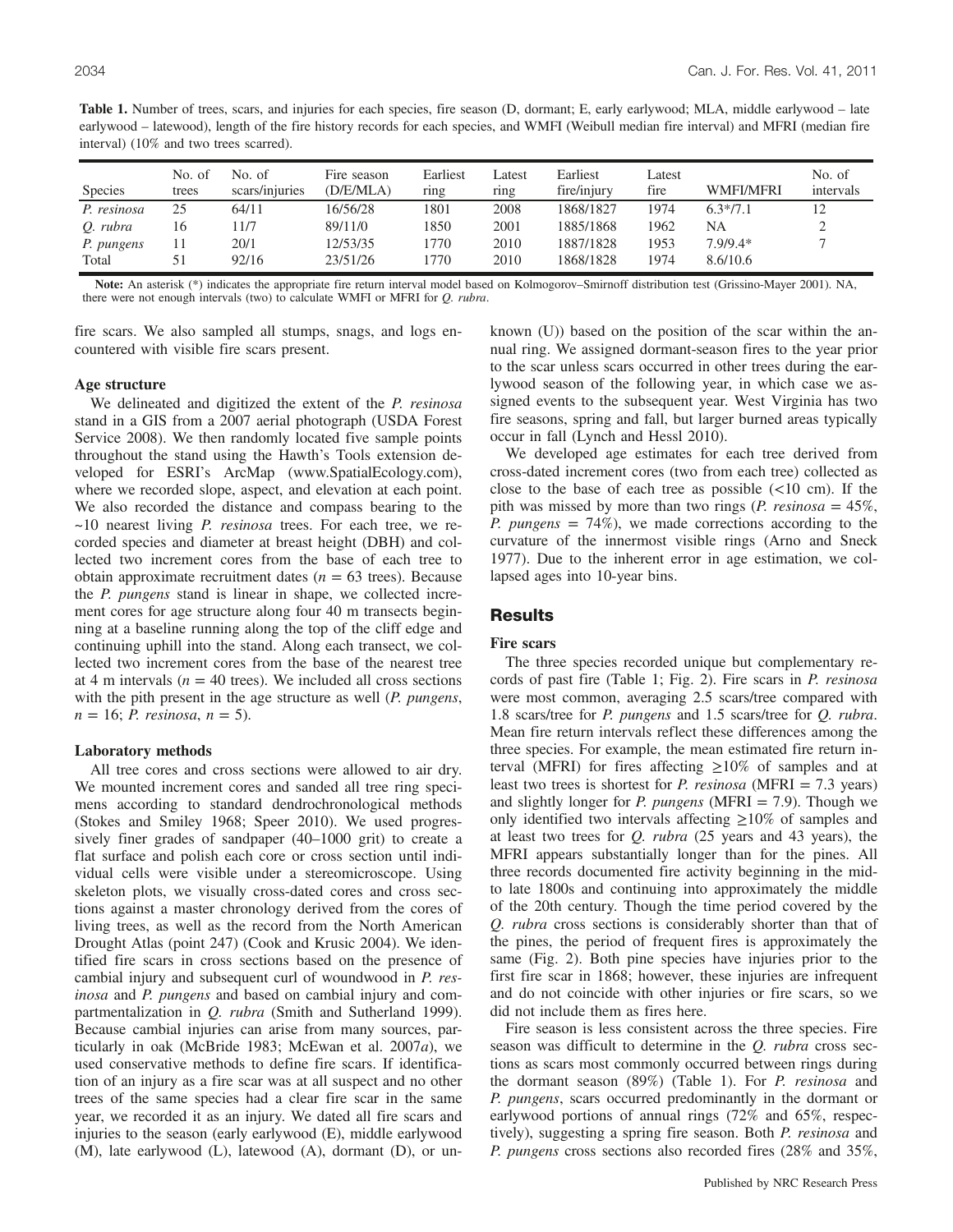**Table 1.** Number of trees, scars, and injuries for each species, fire season (D, dormant; E, early earlywood; MLA, middle earlywood – late earlywood – latewood), length of the fire history records for each species, and WMFI (Weibull median fire interval) and MFRI (median fire interval) (10% and two trees scarred).

| Species | No. of trees | No. of scars/injuries | Fire season (D/E/MLA) | Earliest ring | Latest ring | Earliest fire/injury | Latest fire | WMFI/MFRI | No. of intervals |
|---|---|---|---|---|---|---|---|---|---|
| *P. resinosa* | 25 | 64/11 | 16/56/28 | 1801 | 2008 | 1868/1827 | 1974 | 6.3*/7.1 | 12 |
| *Q. rubra* | 16 | 11/7 | 89/11/0 | 1850 | 2001 | 1885/1868 | 1962 | NA | 2 |
| *P. pungens* | 11 | 20/1 | 12/53/35 | 1770 | 2010 | 1887/1828 | 1953 | 7.9/9.4* | 7 |
| Total | 51 | 92/16 | 23/51/26 | 1770 | 2010 | 1868/1828 | 1974 | 8.6/10.6 | |

**Note:** An asterisk (*) indicates the appropriate fire return interval model based on Kolmogorov–Smirnoff distribution test (Grissino-Mayer 2001). NA, there were not enough intervals (two) to calculate WMFI or MFRI for *Q. rubra*.

fire scars. We also sampled all stumps, snags, and logs encountered with visible fire scars present.

### Age structure

We delineated and digitized the extent of the *P. resinosa* stand in a GIS from a 2007 aerial photograph (USDA Forest Service 2008). We then randomly located five sample points throughout the stand using the Hawth's Tools extension developed for ESRI's ArcMap (www.SpatialEcology.com), where we recorded slope, aspect, and elevation at each point. We also recorded the distance and compass bearing to the ~10 nearest living *P. resinosa* trees. For each tree, we recorded species and diameter at breast height (DBH) and collected two increment cores from the base of each tree to obtain approximate recruitment dates ($n = 63$ trees). Because the *P. pungens* stand is linear in shape, we collected increment cores for age structure along four 40 m transects beginning at a baseline running along the top of the cliff edge and continuing uphill into the stand. Along each transect, we collected two increment cores from the base of the nearest tree at 4 m intervals ($n = 40$ trees). We included all cross sections with the pith present in the age structure as well (*P. pungens*, $n = 16$; *P. resinosa*, $n = 5$).

### Laboratory methods

All tree cores and cross sections were allowed to air dry. We mounted increment cores and sanded all tree ring specimens according to standard dendrochronological methods (Stokes and Smiley 1968; Speer 2010). We used progressively finer grades of sandpaper (40–1000 grit) to create a flat surface and polish each core or cross section until individual cells were visible under a stereomicroscope. Using skeleton plots, we visually cross-dated cores and cross sections against a master chronology derived from the cores of living trees, as well as the record from the North American Drought Atlas (point 247) (Cook and Krusic 2004). We identified fire scars in cross sections based on the presence of cambial injury and subsequent curl of woundwood in *P. resinosa* and *P. pungens* and based on cambial injury and compartmentalization in *Q. rubra* (Smith and Sutherland 1999). Because cambial injuries can arise from many sources, particularly in oak (McBride 1983; McEwan et al. 2007*a*), we used conservative methods to define fire scars. If identification of an injury as a fire scar was at all suspect and no other trees of the same species had a clear fire scar in the same year, we recorded it as an injury. We dated all fire scars and injuries to the season (early earlywood (E), middle earlywood (M), late earlywood (L), latewood (A), dormant (D), or unknown (U)) based on the position of the scar within the annual ring. We assigned dormant-season fires to the year prior to the scar unless scars occurred in other trees during the earlywood season of the following year, in which case we assigned events to the subsequent year. West Virginia has two fire seasons, spring and fall, but larger burned areas typically occur in fall (Lynch and Hessl 2010).

We developed age estimates for each tree derived from cross-dated increment cores (two from each tree) collected as close to the base of each tree as possible (<10 cm). If the pith was missed by more than two rings (*P. resinosa* = 45%, *P. pungens* = 74%), we made corrections according to the curvature of the innermost visible rings (Arno and Sneck 1977). Due to the inherent error in age estimation, we collapsed ages into 10-year bins.

## Results

### Fire scars

The three species recorded unique but complementary records of past fire (Table 1; Fig. 2). Fire scars in *P. resinosa* were most common, averaging 2.5 scars/tree compared with 1.8 scars/tree for *P. pungens* and 1.5 scars/tree for *Q. rubra*. Mean fire return intervals reflect these differences among the three species. For example, the mean estimated fire return interval (MFRI) for fires affecting ≥10% of samples and at least two trees is shortest for *P. resinosa* (MFRI = 7.3 years) and slightly longer for *P. pungens* (MFRI = 7.9). Though we only identified two intervals affecting ≥10% of samples and at least two trees for *Q. rubra* (25 years and 43 years), the MFRI appears substantially longer than for the pines. All three records documented fire activity beginning in the mid- to late 1800s and continuing into approximately the middle of the 20th century. Though the time period covered by the *Q. rubra* cross sections is considerably shorter than that of the pines, the period of frequent fires is approximately the same (Fig. 2). Both pine species have injuries prior to the first fire scar in 1868; however, these injuries are infrequent and do not coincide with other injuries or fire scars, so we did not include them as fires here.

Fire season is less consistent across the three species. Fire season was difficult to determine in the *Q. rubra* cross sections as scars most commonly occurred between rings during the dormant season (89%) (Table 1). For *P. resinosa* and *P. pungens*, scars occurred predominantly in the dormant or earlywood portions of annual rings (72% and 65%, respectively), suggesting a spring fire season. Both *P. resinosa* and *P. pungens* cross sections also recorded fires (28% and 35%,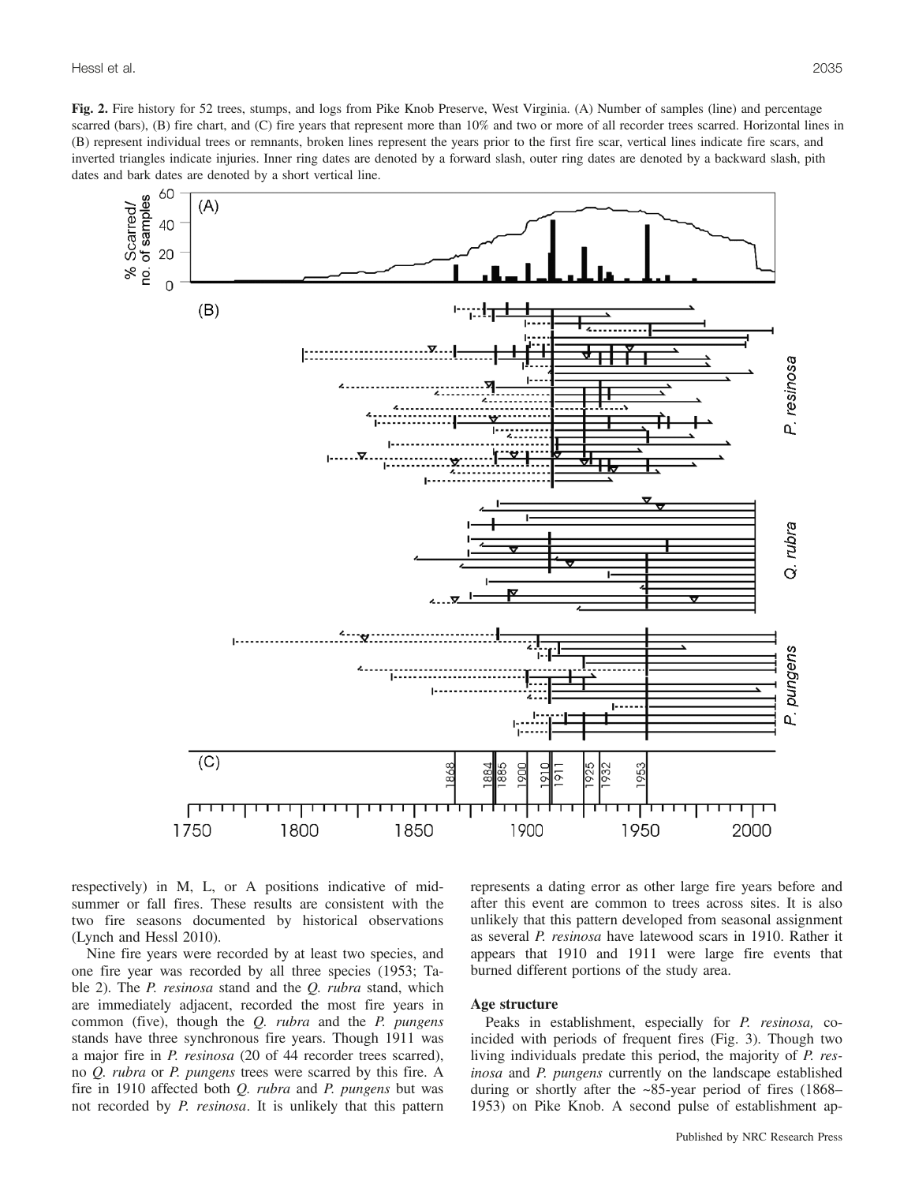**Fig. 2.** Fire history for 52 trees, stumps, and logs from Pike Knob Preserve, West Virginia. (A) Number of samples (line) and percentage scarred (bars), (B) fire chart, and (C) fire years that represent more than 10% and two or more of all recorder trees scarred. Horizontal lines in (B) represent individual trees or remnants, broken lines represent the years prior to the first fire scar, vertical lines indicate fire scars, and inverted triangles indicate injuries. Inner ring dates are denoted by a forward slash, outer ring dates are denoted by a backward slash, pith dates and bark dates are denoted by a short vertical line.

respectively) in M, L, or A positions indicative of midsummer or fall fires. These results are consistent with the two fire seasons documented by historical observations (Lynch and Hessl 2010).

Nine fire years were recorded by at least two species, and one fire year was recorded by all three species (1953; Table 2). The *P. resinosa* stand and the *Q. rubra* stand, which are immediately adjacent, recorded the most fire years in common (five), though the *Q. rubra* and the *P. pungens* stands have three synchronous fire years. Though 1911 was a major fire in *P. resinosa* (20 of 44 recorder trees scarred), no *Q. rubra* or *P. pungens* trees were scarred by this fire. A fire in 1910 affected both *Q. rubra* and *P. pungens* but was not recorded by *P. resinosa*. It is unlikely that this pattern represents a dating error as other large fire years before and after this event are common to trees across sites. It is also unlikely that this pattern developed from seasonal assignment as several *P. resinosa* have latewood scars in 1910. Rather it appears that 1910 and 1911 were large fire events that burned different portions of the study area.

### Age structure

Peaks in establishment, especially for *P. resinosa,* coincided with periods of frequent fires (Fig. 3). Though two living individuals predate this period, the majority of *P. resinosa* and *P. pungens* currently on the landscape established during or shortly after the ~85-year period of fires (1868–1953) on Pike Knob. A second pulse of establishment ap-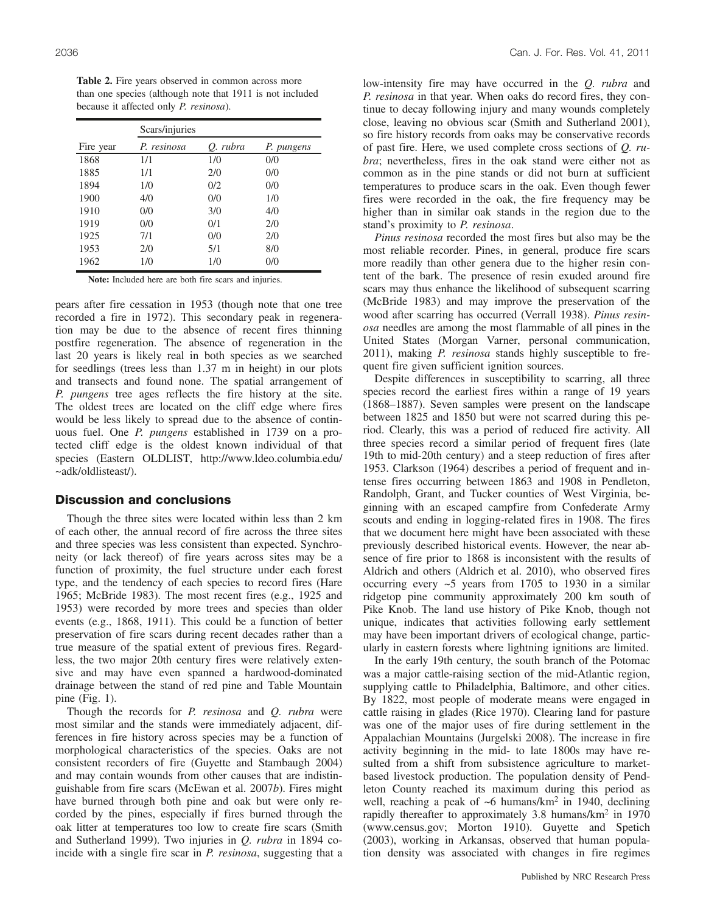**Table 2.** Fire years observed in common across more than one species (although note that 1911 is not included because it affected only *P. resinosa*).

| | Scars/injuries | | |
|---|---|---|---|
| Fire year | *P. resinosa* | *Q. rubra* | *P. pungens* |
| 1868 | 1/1 | 1/0 | 0/0 |
| 1885 | 1/1 | 2/0 | 0/0 |
| 1894 | 1/0 | 0/2 | 0/0 |
| 1900 | 4/0 | 0/0 | 1/0 |
| 1910 | 0/0 | 3/0 | 4/0 |
| 1919 | 0/0 | 0/1 | 2/0 |
| 1925 | 7/1 | 0/0 | 2/0 |
| 1953 | 2/0 | 5/1 | 8/0 |
| 1962 | 1/0 | 1/0 | 0/0 |

**Note:** Included here are both fire scars and injuries.

pears after fire cessation in 1953 (though note that one tree recorded a fire in 1972). This secondary peak in regeneration may be due to the absence of recent fires thinning postfire regeneration. The absence of regeneration in the last 20 years is likely real in both species as we searched for seedlings (trees less than 1.37 m in height) in our plots and transects and found none. The spatial arrangement of *P. pungens* tree ages reflects the fire history at the site. The oldest trees are located on the cliff edge where fires would be less likely to spread due to the absence of continuous fuel. One *P. pungens* established in 1739 on a protected cliff edge is the oldest known individual of that species (Eastern OLDLIST, http://www.ldeo.columbia.edu/~adk/oldlisteast/).

## Discussion and conclusions

Though the three sites were located within less than 2 km of each other, the annual record of fire across the three sites and three species was less consistent than expected. Synchroneity (or lack thereof) of fire years across sites may be a function of proximity, the fuel structure under each forest type, and the tendency of each species to record fires (Hare 1965; McBride 1983). The most recent fires (e.g., 1925 and 1953) were recorded by more trees and species than older events (e.g., 1868, 1911). This could be a function of better preservation of fire scars during recent decades rather than a true measure of the spatial extent of previous fires. Regardless, the two major 20th century fires were relatively extensive and may have even spanned a hardwood-dominated drainage between the stand of red pine and Table Mountain pine (Fig. 1).

Though the records for *P. resinosa* and *Q. rubra* were most similar and the stands were immediately adjacent, differences in fire history across species may be a function of morphological characteristics of the species. Oaks are not consistent recorders of fire (Guyette and Stambaugh 2004) and may contain wounds from other causes that are indistinguishable from fire scars (McEwan et al. 2007*b*). Fires might have burned through both pine and oak but were only recorded by the pines, especially if fires burned through the oak litter at temperatures too low to create fire scars (Smith and Sutherland 1999). Two injuries in *Q. rubra* in 1894 coincide with a single fire scar in *P. resinosa*, suggesting that a low-intensity fire may have occurred in the *Q. rubra* and *P. resinosa* in that year. When oaks do record fires, they continue to decay following injury and many wounds completely close, leaving no obvious scar (Smith and Sutherland 2001), so fire history records from oaks may be conservative records of past fire. Here, we used complete cross sections of *Q. rubra*; nevertheless, fires in the oak stand were either not as common as in the pine stands or did not burn at sufficient temperatures to produce scars in the oak. Even though fewer fires were recorded in the oak, the fire frequency may be higher than in similar oak stands in the region due to the stand's proximity to *P. resinosa*.

*Pinus resinosa* recorded the most fires but also may be the most reliable recorder. Pines, in general, produce fire scars more readily than other genera due to the higher resin content of the bark. The presence of resin exuded around fire scars may thus enhance the likelihood of subsequent scarring (McBride 1983) and may improve the preservation of the wood after scarring has occurred (Verrall 1938). *Pinus resinosa* needles are among the most flammable of all pines in the United States (Morgan Varner, personal communication, 2011), making *P. resinosa* stands highly susceptible to frequent fire given sufficient ignition sources.

Despite differences in susceptibility to scarring, all three species record the earliest fires within a range of 19 years (1868–1887). Seven samples were present on the landscape between 1825 and 1850 but were not scarred during this period. Clearly, this was a period of reduced fire activity. All three species record a similar period of frequent fires (late 19th to mid-20th century) and a steep reduction of fires after 1953. Clarkson (1964) describes a period of frequent and intense fires occurring between 1863 and 1908 in Pendleton, Randolph, Grant, and Tucker counties of West Virginia, beginning with an escaped campfire from Confederate Army scouts and ending in logging-related fires in 1908. The fires that we document here might have been associated with these previously described historical events. However, the near absence of fire prior to 1868 is inconsistent with the results of Aldrich and others (Aldrich et al. 2010), who observed fires occurring every ~5 years from 1705 to 1930 in a similar ridgetop pine community approximately 200 km south of Pike Knob. The land use history of Pike Knob, though not unique, indicates that activities following early settlement may have been important drivers of ecological change, particularly in eastern forests where lightning ignitions are limited.

In the early 19th century, the south branch of the Potomac was a major cattle-raising section of the mid-Atlantic region, supplying cattle to Philadelphia, Baltimore, and other cities. By 1822, most people of moderate means were engaged in cattle raising in glades (Rice 1970). Clearing land for pasture was one of the major uses of fire during settlement in the Appalachian Mountains (Jurgelski 2008). The increase in fire activity beginning in the mid- to late 1800s may have resulted from a shift from subsistence agriculture to market-based livestock production. The population density of Pendleton County reached its maximum during this period as well, reaching a peak of ~6 humans/km$^2$ in 1940, declining rapidly thereafter to approximately 3.8 humans/km$^2$ in 1970 (www.census.gov; Morton 1910). Guyette and Spetich (2003), working in Arkansas, observed that human population density was associated with changes in fire regimes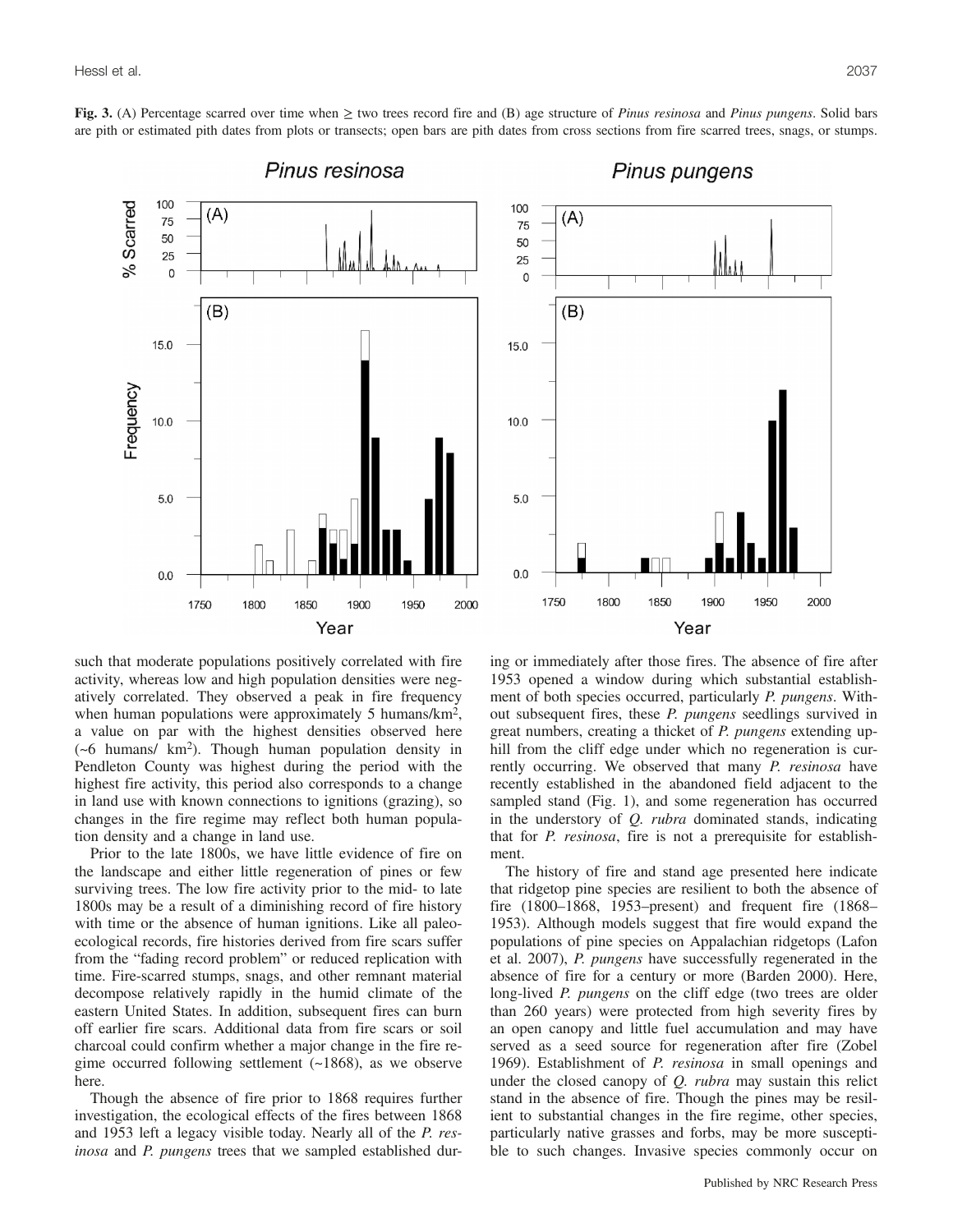**Fig. 3.** (A) Percentage scarred over time when ≥ two trees record fire and (B) age structure of *Pinus resinosa* and *Pinus pungens*. Solid bars are pith or estimated pith dates from plots or transects; open bars are pith dates from cross sections from fire scarred trees, snags, or stumps.

such that moderate populations positively correlated with fire activity, whereas low and high population densities were negatively correlated. They observed a peak in fire frequency when human populations were approximately 5 humans/km$^2$, a value on par with the highest densities observed here (~6 humans/ km$^2$). Though human population density in Pendleton County was highest during the period with the highest fire activity, this period also corresponds to a change in land use with known connections to ignitions (grazing), so changes in the fire regime may reflect both human population density and a change in land use.

Prior to the late 1800s, we have little evidence of fire on the landscape and either little regeneration of pines or few surviving trees. The low fire activity prior to the mid- to late 1800s may be a result of a diminishing record of fire history with time or the absence of human ignitions. Like all paleoecological records, fire histories derived from fire scars suffer from the "fading record problem" or reduced replication with time. Fire-scarred stumps, snags, and other remnant material decompose relatively rapidly in the humid climate of the eastern United States. In addition, subsequent fires can burn off earlier fire scars. Additional data from fire scars or soil charcoal could confirm whether a major change in the fire regime occurred following settlement (~1868), as we observe here.

Though the absence of fire prior to 1868 requires further investigation, the ecological effects of the fires between 1868 and 1953 left a legacy visible today. Nearly all of the *P. resinosa* and *P. pungens* trees that we sampled established during or immediately after those fires. The absence of fire after 1953 opened a window during which substantial establishment of both species occurred, particularly *P. pungens*. Without subsequent fires, these *P. pungens* seedlings survived in great numbers, creating a thicket of *P. pungens* extending uphill from the cliff edge under which no regeneration is currently occurring. We observed that many *P. resinosa* have recently established in the abandoned field adjacent to the sampled stand (Fig. 1), and some regeneration has occurred in the understory of *Q. rubra* dominated stands, indicating that for *P. resinosa*, fire is not a prerequisite for establishment.

The history of fire and stand age presented here indicate that ridgetop pine species are resilient to both the absence of fire (1800–1868, 1953–present) and frequent fire (1868–1953). Although models suggest that fire would expand the populations of pine species on Appalachian ridgetops (Lafon et al. 2007), *P. pungens* have successfully regenerated in the absence of fire for a century or more (Barden 2000). Here, long-lived *P. pungens* on the cliff edge (two trees are older than 260 years) were protected from high severity fires by an open canopy and little fuel accumulation and may have served as a seed source for regeneration after fire (Zobel 1969). Establishment of *P. resinosa* in small openings and under the closed canopy of *Q. rubra* may sustain this relict stand in the absence of fire. Though the pines may be resilient to substantial changes in the fire regime, other species, particularly native grasses and forbs, may be more susceptible to such changes. Invasive species commonly occur on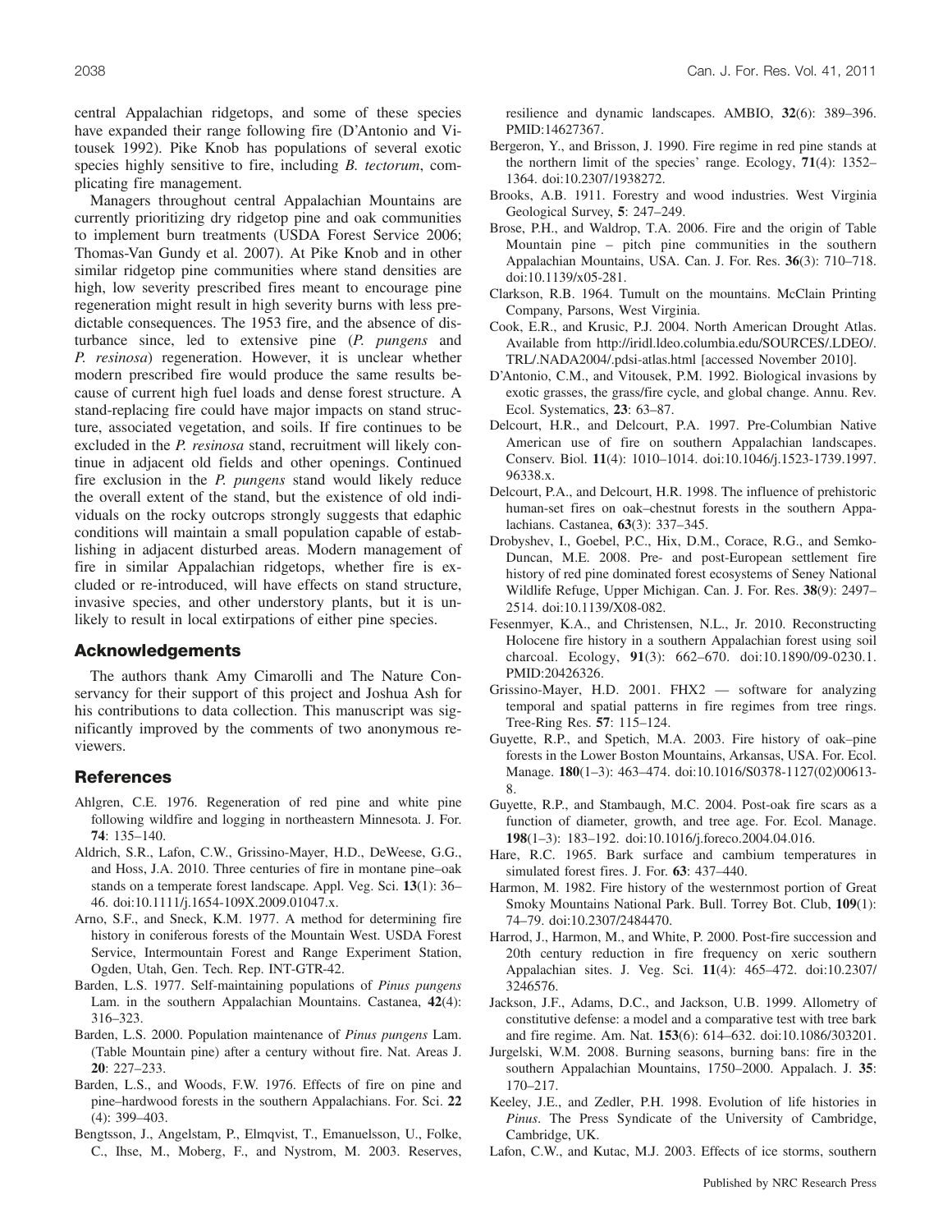central Appalachian ridgetops, and some of these species have expanded their range following fire (D'Antonio and Vitousek 1992). Pike Knob has populations of several exotic species highly sensitive to fire, including *B. tectorum*, complicating fire management.

Managers throughout central Appalachian Mountains are currently prioritizing dry ridgetop pine and oak communities to implement burn treatments (USDA Forest Service 2006; Thomas-Van Gundy et al. 2007). At Pike Knob and in other similar ridgetop pine communities where stand densities are high, low severity prescribed fires meant to encourage pine regeneration might result in high severity burns with less predictable consequences. The 1953 fire, and the absence of disturbance since, led to extensive pine (*P. pungens* and *P. resinosa*) regeneration. However, it is unclear whether modern prescribed fire would produce the same results because of current high fuel loads and dense forest structure. A stand-replacing fire could have major impacts on stand structure, associated vegetation, and soils. If fire continues to be excluded in the *P. resinosa* stand, recruitment will likely continue in adjacent old fields and other openings. Continued fire exclusion in the *P. pungens* stand would likely reduce the overall extent of the stand, but the existence of old individuals on the rocky outcrops strongly suggests that edaphic conditions will maintain a small population capable of establishing in adjacent disturbed areas. Modern management of fire in similar Appalachian ridgetops, whether fire is excluded or re-introduced, will have effects on stand structure, invasive species, and other understory plants, but it is unlikely to result in local extirpations of either pine species.

## Acknowledgements

The authors thank Amy Cimarolli and The Nature Conservancy for their support of this project and Joshua Ash for his contributions to data collection. This manuscript was significantly improved by the comments of two anonymous reviewers.

## References

Ahlgren, C.E. 1976. Regeneration of red pine and white pine following wildfire and logging in northeastern Minnesota. J. For. **74**: 135–140.

Aldrich, S.R., Lafon, C.W., Grissino-Mayer, H.D., DeWeese, G.G., and Hoss, J.A. 2010. Three centuries of fire in montane pine–oak stands on a temperate forest landscape. Appl. Veg. Sci. **13**(1): 36–46. doi:10.1111/j.1654-109X.2009.01047.x.

Arno, S.F., and Sneck, K.M. 1977. A method for determining fire history in coniferous forests of the Mountain West. USDA Forest Service, Intermountain Forest and Range Experiment Station, Ogden, Utah, Gen. Tech. Rep. INT-GTR-42.

Barden, L.S. 1977. Self-maintaining populations of *Pinus pungens* Lam. in the southern Appalachian Mountains. Castanea, **42**(4): 316–323.

Barden, L.S. 2000. Population maintenance of *Pinus pungens* Lam. (Table Mountain pine) after a century without fire. Nat. Areas J. **20**: 227–233.

Barden, L.S., and Woods, F.W. 1976. Effects of fire on pine and pine–hardwood forests in the southern Appalachians. For. Sci. **22** (4): 399–403.

Bengtsson, J., Angelstam, P., Elmqvist, T., Emanuelsson, U., Folke, C., Ihse, M., Moberg, F., and Nystrom, M. 2003. Reserves, resilience and dynamic landscapes. AMBIO, **32**(6): 389–396. PMID:14627367.

Bergeron, Y., and Brisson, J. 1990. Fire regime in red pine stands at the northern limit of the species' range. Ecology, **71**(4): 1352–1364. doi:10.2307/1938272.

Brooks, A.B. 1911. Forestry and wood industries. West Virginia Geological Survey, **5**: 247–249.

Brose, P.H., and Waldrop, T.A. 2006. Fire and the origin of Table Mountain pine – pitch pine communities in the southern Appalachian Mountains, USA. Can. J. For. Res. **36**(3): 710–718. doi:10.1139/x05-281.

Clarkson, R.B. 1964. Tumult on the mountains. McClain Printing Company, Parsons, West Virginia.

Cook, E.R., and Krusic, P.J. 2004. North American Drought Atlas. Available from http://iridl.ldeo.columbia.edu/SOURCES/.LDEO/.TRL/.NADA2004/.pdsi-atlas.html [accessed November 2010].

D'Antonio, C.M., and Vitousek, P.M. 1992. Biological invasions by exotic grasses, the grass/fire cycle, and global change. Annu. Rev. Ecol. Systematics, **23**: 63–87.

Delcourt, H.R., and Delcourt, P.A. 1997. Pre-Columbian Native American use of fire on southern Appalachian landscapes. Conserv. Biol. **11**(4): 1010–1014. doi:10.1046/j.1523-1739.1997.96338.x.

Delcourt, P.A., and Delcourt, H.R. 1998. The influence of prehistoric human-set fires on oak–chestnut forests in the southern Appalachians. Castanea, **63**(3): 337–345.

Drobyshev, I., Goebel, P.C., Hix, D.M., Corace, R.G., and Semko-Duncan, M.E. 2008. Pre- and post-European settlement fire history of red pine dominated forest ecosystems of Seney National Wildlife Refuge, Upper Michigan. Can. J. For. Res. **38**(9): 2497–2514. doi:10.1139/X08-082.

Fesenmyer, K.A., and Christensen, N.L., Jr. 2010. Reconstructing Holocene fire history in a southern Appalachian forest using soil charcoal. Ecology, **91**(3): 662–670. doi:10.1890/09-0230.1. PMID:20426326.

Grissino-Mayer, H.D. 2001. FHX2 — software for analyzing temporal and spatial patterns in fire regimes from tree rings. Tree-Ring Res. **57**: 115–124.

Guyette, R.P., and Spetich, M.A. 2003. Fire history of oak–pine forests in the Lower Boston Mountains, Arkansas, USA. For. Ecol. Manage. **180**(1–3): 463–474. doi:10.1016/S0378-1127(02)00613-8.

Guyette, R.P., and Stambaugh, M.C. 2004. Post-oak fire scars as a function of diameter, growth, and tree age. For. Ecol. Manage. **198**(1–3): 183–192. doi:10.1016/j.foreco.2004.04.016.

Hare, R.C. 1965. Bark surface and cambium temperatures in simulated forest fires. J. For. **63**: 437–440.

Harmon, M. 1982. Fire history of the westernmost portion of Great Smoky Mountains National Park. Bull. Torrey Bot. Club, **109**(1): 74–79. doi:10.2307/2484470.

Harrod, J., Harmon, M., and White, P. 2000. Post-fire succession and 20th century reduction in fire frequency on xeric southern Appalachian sites. J. Veg. Sci. **11**(4): 465–472. doi:10.2307/3246576.

Jackson, J.F., Adams, D.C., and Jackson, U.B. 1999. Allometry of constitutive defense: a model and a comparative test with tree bark and fire regime. Am. Nat. **153**(6): 614–632. doi:10.1086/303201.

Jurgelski, W.M. 2008. Burning seasons, burning bans: fire in the southern Appalachian Mountains, 1750–2000. Appalach. J. **35**: 170–217.

Keeley, J.E., and Zedler, P.H. 1998. Evolution of life histories in *Pinus*. The Press Syndicate of the University of Cambridge, Cambridge, UK.

Lafon, C.W., and Kutac, M.J. 2003. Effects of ice storms, southern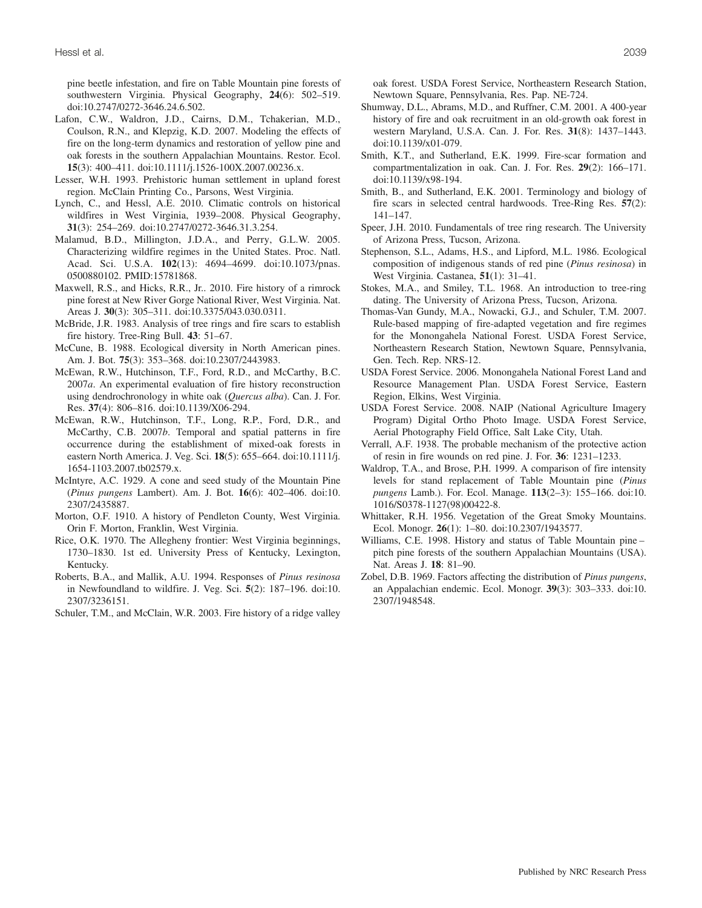pine beetle infestation, and fire on Table Mountain pine forests of southwestern Virginia. Physical Geography, **24**(6): 502–519. doi:10.2747/0272-3646.24.6.502.

Lafon, C.W., Waldron, J.D., Cairns, D.M., Tchakerian, M.D., Coulson, R.N., and Klepzig, K.D. 2007. Modeling the effects of fire on the long-term dynamics and restoration of yellow pine and oak forests in the southern Appalachian Mountains. Restor. Ecol. **15**(3): 400–411. doi:10.1111/j.1526-100X.2007.00236.x.

Lesser, W.H. 1993. Prehistoric human settlement in upland forest region. McClain Printing Co., Parsons, West Virginia.

Lynch, C., and Hessl, A.E. 2010. Climatic controls on historical wildfires in West Virginia, 1939–2008. Physical Geography, **31**(3): 254–269. doi:10.2747/0272-3646.31.3.254.

Malamud, B.D., Millington, J.D.A., and Perry, G.L.W. 2005. Characterizing wildfire regimes in the United States. Proc. Natl. Acad. Sci. U.S.A. **102**(13): 4694–4699. doi:10.1073/pnas.0500880102. PMID:15781868.

Maxwell, R.S., and Hicks, R.R., Jr.. 2010. Fire history of a rimrock pine forest at New River Gorge National River, West Virginia. Nat. Areas J. **30**(3): 305–311. doi:10.3375/043.030.0311.

McBride, J.R. 1983. Analysis of tree rings and fire scars to establish fire history. Tree-Ring Bull. **43**: 51–67.

McCune, B. 1988. Ecological diversity in North American pines. Am. J. Bot. **75**(3): 353–368. doi:10.2307/2443983.

McEwan, R.W., Hutchinson, T.F., Ford, R.D., and McCarthy, B.C. 2007*a*. An experimental evaluation of fire history reconstruction using dendrochronology in white oak (*Quercus alba*). Can. J. For. Res. **37**(4): 806–816. doi:10.1139/X06-294.

McEwan, R.W., Hutchinson, T.F., Long, R.P., Ford, D.R., and McCarthy, C.B. 2007*b*. Temporal and spatial patterns in fire occurrence during the establishment of mixed-oak forests in eastern North America. J. Veg. Sci. **18**(5): 655–664. doi:10.1111/j.1654-1103.2007.tb02579.x.

McIntyre, A.C. 1929. A cone and seed study of the Mountain Pine (*Pinus pungens* Lambert). Am. J. Bot. **16**(6): 402–406. doi:10.2307/2435887.

Morton, O.F. 1910. A history of Pendleton County, West Virginia. Orin F. Morton, Franklin, West Virginia.

Rice, O.K. 1970. The Allegheny frontier: West Virginia beginnings, 1730–1830. 1st ed. University Press of Kentucky, Lexington, Kentucky.

Roberts, B.A., and Mallik, A.U. 1994. Responses of *Pinus resinosa* in Newfoundland to wildfire. J. Veg. Sci. **5**(2): 187–196. doi:10.2307/3236151.

Schuler, T.M., and McClain, W.R. 2003. Fire history of a ridge valley oak forest. USDA Forest Service, Northeastern Research Station, Newtown Square, Pennsylvania, Res. Pap. NE-724.

Shumway, D.L., Abrams, M.D., and Ruffner, C.M. 2001. A 400-year history of fire and oak recruitment in an old-growth oak forest in western Maryland, U.S.A. Can. J. For. Res. **31**(8): 1437–1443. doi:10.1139/x01-079.

Smith, K.T., and Sutherland, E.K. 1999. Fire-scar formation and compartmentalization in oak. Can. J. For. Res. **29**(2): 166–171. doi:10.1139/x98-194.

Smith, B., and Sutherland, E.K. 2001. Terminology and biology of fire scars in selected central hardwoods. Tree-Ring Res. **57**(2): 141–147.

Speer, J.H. 2010. Fundamentals of tree ring research. The University of Arizona Press, Tucson, Arizona.

Stephenson, S.L., Adams, H.S., and Lipford, M.L. 1986. Ecological composition of indigenous stands of red pine (*Pinus resinosa*) in West Virginia. Castanea, **51**(1): 31–41.

Stokes, M.A., and Smiley, T.L. 1968. An introduction to tree-ring dating. The University of Arizona Press, Tucson, Arizona.

Thomas-Van Gundy, M.A., Nowacki, G.J., and Schuler, T.M. 2007. Rule-based mapping of fire-adapted vegetation and fire regimes for the Monongahela National Forest. USDA Forest Service, Northeastern Research Station, Newtown Square, Pennsylvania, Gen. Tech. Rep. NRS-12.

USDA Forest Service. 2006. Monongahela National Forest Land and Resource Management Plan. USDA Forest Service, Eastern Region, Elkins, West Virginia.

USDA Forest Service. 2008. NAIP (National Agriculture Imagery Program) Digital Ortho Photo Image. USDA Forest Service, Aerial Photography Field Office, Salt Lake City, Utah.

Verrall, A.F. 1938. The probable mechanism of the protective action of resin in fire wounds on red pine. J. For. **36**: 1231–1233.

Waldrop, T.A., and Brose, P.H. 1999. A comparison of fire intensity levels for stand replacement of Table Mountain pine (*Pinus pungens* Lamb.). For. Ecol. Manage. **113**(2–3): 155–166. doi:10.1016/S0378-1127(98)00422-8.

Whittaker, R.H. 1956. Vegetation of the Great Smoky Mountains. Ecol. Monogr. **26**(1): 1–80. doi:10.2307/1943577.

Williams, C.E. 1998. History and status of Table Mountain pine – pitch pine forests of the southern Appalachian Mountains (USA). Nat. Areas J. **18**: 81–90.

Zobel, D.B. 1969. Factors affecting the distribution of *Pinus pungens*, an Appalachian endemic. Ecol. Monogr. **39**(3): 303–333. doi:10.2307/1948548.